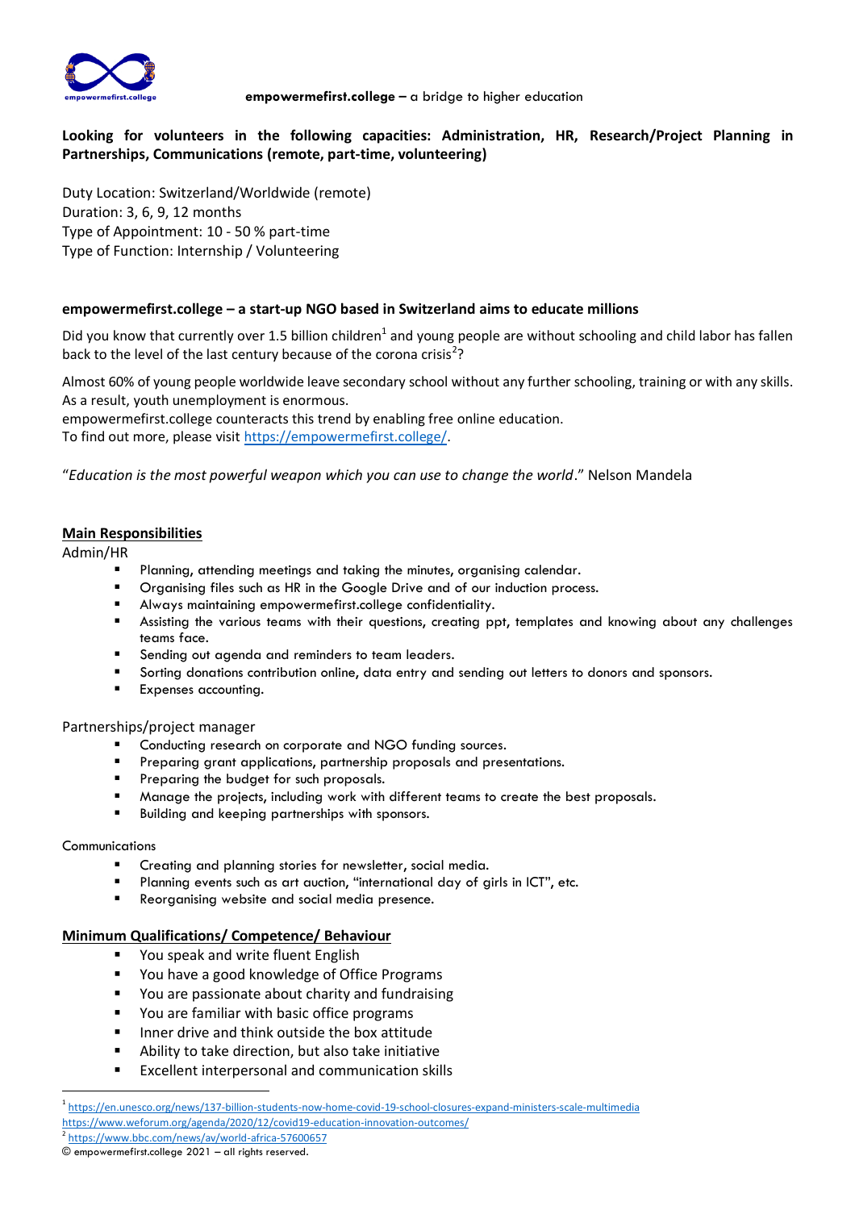**empowermefirst.college –** a bridge to higher education

**Looking for volunteers in the following capacities: Administration, HR, Research/Project Planning in Partnerships, Communications (remote, part-time, volunteering)**

Duty Location: Switzerland/Worldwide (remote)
Duration: 3, 6, 9, 12 months
Type of Appointment: 10 - 50 % part-time
Type of Function: Internship / Volunteering

**empowermefirst.college – a start-up NGO based in Switzerland aims to educate millions**

Did you know that currently over 1.5 billion children[1] and young people are without schooling and child labor has fallen back to the level of the last century because of the corona crisis[2]?

Almost 60% of young people worldwide leave secondary school without any further schooling, training or with any skills. As a result, youth unemployment is enormous.
empowermefirst.college counteracts this trend by enabling free online education.
To find out more, please visit https://empowermefirst.college/.

"*Education is the most powerful weapon which you can use to change the world*." Nelson Mandela

## Main Responsibilities

Admin/HR

- Planning, attending meetings and taking the minutes, organising calendar.
- Organising files such as HR in the Google Drive and of our induction process.
- Always maintaining empowermefirst.college confidentiality.
- Assisting the various teams with their questions, creating ppt, templates and knowing about any challenges teams face.
- Sending out agenda and reminders to team leaders.
- Sorting donations contribution online, data entry and sending out letters to donors and sponsors.
- Expenses accounting.

Partnerships/project manager

- Conducting research on corporate and NGO funding sources.
- Preparing grant applications, partnership proposals and presentations.
- Preparing the budget for such proposals.
- Manage the projects, including work with different teams to create the best proposals.
- Building and keeping partnerships with sponsors.

Communications

- Creating and planning stories for newsletter, social media.
- Planning events such as art auction, "international day of girls in ICT", etc.
- Reorganising website and social media presence.

## Minimum Qualifications/ Competence/ Behaviour

- You speak and write fluent English
- You have a good knowledge of Office Programs
- You are passionate about charity and fundraising
- You are familiar with basic office programs
- Inner drive and think outside the box attitude
- Ability to take direction, but also take initiative
- Excellent interpersonal and communication skills

---

[1] https://en.unesco.org/news/137-billion-students-now-home-covid-19-school-closures-expand-ministers-scale-multimedia
https://www.weforum.org/agenda/2020/12/covid19-education-innovation-outcomes/
[2] https://www.bbc.com/news/av/world-africa-57600657

© empowermefirst.college 2021 – all rights reserved.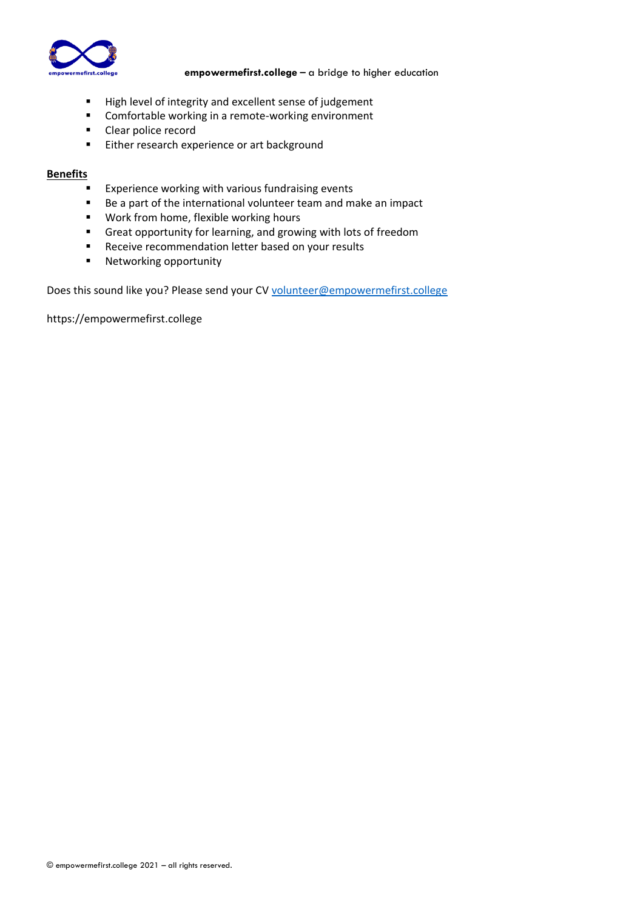- High level of integrity and excellent sense of judgement
- Comfortable working in a remote-working environment
- Clear police record
- Either research experience or art background

**Benefits**

- Experience working with various fundraising events
- Be a part of the international volunteer team and make an impact
- Work from home, flexible working hours
- Great opportunity for learning, and growing with lots of freedom
- Receive recommendation letter based on your results
- Networking opportunity

Does this sound like you? Please send your CV volunteer@empowermefirst.college

https://empowermefirst.college